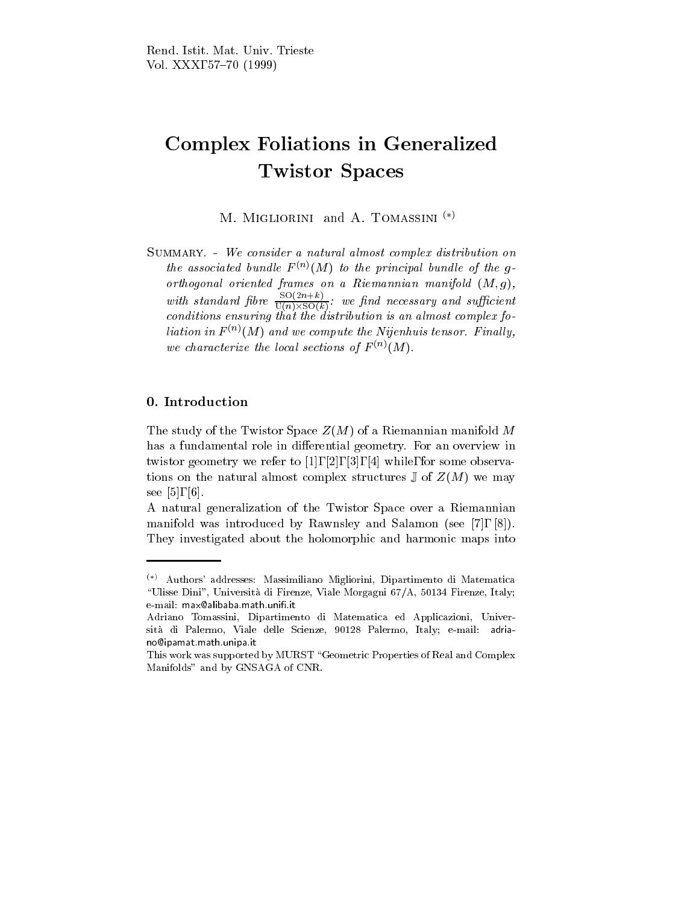# Complex Foliations in Generalized Twistor Spaces

M. Migliorini and A. Tomassini (*)

Summary. - *We consider a natural almost complex distribution on the associated bundle $F^{(n)}(M)$ to the principal bundle of the g-orthogonal oriented frames on a Riemannian manifold $(M, g)$, with standard fibre $\frac{\mathrm{SO}(2n+k)}{\mathrm{U}(n)\times\mathrm{SO}(k)}$: we find necessary and sufficient conditions ensuring that the distribution is an almost complex foliation in $F^{(n)}(M)$ and we compute the Nijenhuis tensor. Finally, we characterize the local sections of $F^{(n)}(M)$.*

## 0. Introduction

The study of the Twistor Space $Z(M)$ of a Riemannian manifold $M$ has a fundamental role in differential geometry. For an overview in twistor geometry we refer to [1], [2], [3], [4] while, for some observations on the natural almost complex structures $\mathbb{J}$ of $Z(M)$ we may see [5], [6].

A natural generalization of the Twistor Space over a Riemannian manifold was introduced by Rawnsley and Salamon (see [7], [8]). They investigated about the holomorphic and harmonic maps into

---

(*) Authors' addresses: Massimiliano Migliorini, Dipartimento di Matematica "Ulisse Dini", Università di Firenze, Viale Morgagni 67/A, 50134 Firenze, Italy; e-mail: max@alibaba.math.unifi.it

Adriano Tomassini, Dipartimento di Matematica ed Applicazioni, Università di Palermo, Viale delle Scienze, 90128 Palermo, Italy; e-mail: adriano@ipamat.math.unipa.it

This work was supported by MURST "Geometric Properties of Real and Complex Manifolds" and by GNSAGA of CNR.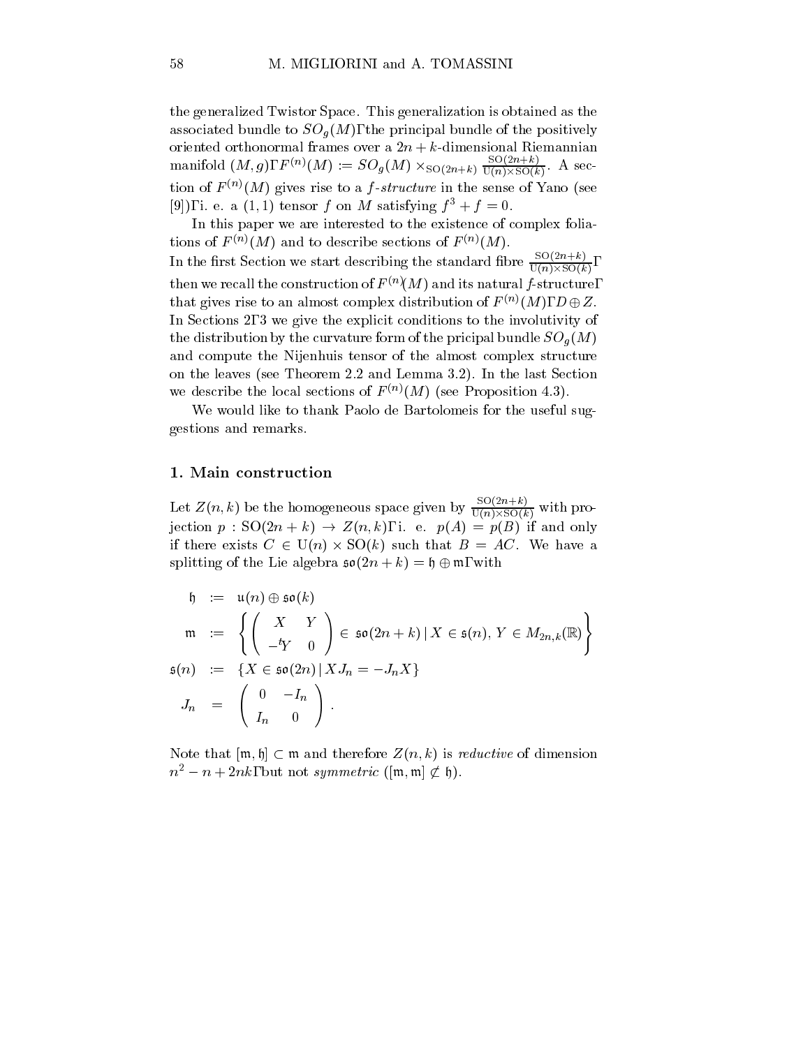the generalized Twistor Space. This generalization is obtained as the associated bundle to $SO_g(M)$, the principal bundle of the positively oriented orthonormal frames over a $2n+k$-dimensional Riemannian manifold $(M,g)$, $F^{(n)}(M) := SO_g(M) \times_{\mathrm{SO}(2n+k)} \frac{\mathrm{SO}(2n+k)}{\mathrm{U}(n)\times \mathrm{SO}(k)}$. A section of $F^{(n)}(M)$ gives rise to a *f-structure* in the sense of Yano (see [9]), i. e. a $(1,1)$ tensor $f$ on $M$ satisfying $f^3 + f = 0$.

In this paper we are interested to the existence of complex foliations of $F^{(n)}(M)$ and to describe sections of $F^{(n)}(M)$.
In the first Section we start describing the standard fibre $\frac{\mathrm{SO}(2n+k)}{\mathrm{U}(n)\times \mathrm{SO}(k)}$, then we recall the construction of $F^{(n)}(M)$ and its natural $f$-structure, that gives rise to an almost complex distribution of $F^{(n)}(M)$, $D \oplus Z$. In Sections 2, 3 we give the explicit conditions to the involutivity of the distribution by the curvature form of the pricipal bundle $SO_g(M)$ and compute the Nijenhuis tensor of the almost complex structure on the leaves (see Theorem 2.2 and Lemma 3.2). In the last Section we describe the local sections of $F^{(n)}(M)$ (see Proposition 4.3).

We would like to thank Paolo de Bartolomeis for the useful suggestions and remarks.

## 1. Main construction

Let $Z(n,k)$ be the homogeneous space given by $\frac{\mathrm{SO}(2n+k)}{\mathrm{U}(n)\mathrm{SO}(k)}$ with projection $p : \mathrm{SO}(2n+k) \to Z(n,k)$, i. e. $p(A) = p(B)$ if and only if there exists $C \in \mathrm{U}(n) \times \mathrm{SO}(k)$ such that $B = AC$. We have a splitting of the Lie algebra $\mathfrak{so}(2n+k) = \mathfrak{h} \oplus \mathfrak{m}$, with

$$
\begin{aligned}
\mathfrak{h} &:= \mathfrak{u}(n) \oplus \mathfrak{so}(k)\\
\mathfrak{m} &:= \left\{ \begin{pmatrix} X & Y \\ -{}^tY & 0 \end{pmatrix} \in \mathfrak{so}(2n+k) \,|\, X \in \mathfrak{s}(n),\, Y \in M_{2n,k}(\mathbb{R}) \right\}\\
\mathfrak{s}(n) &:= \{X \in \mathfrak{so}(2n) \,|\, XJ_n = -J_nX\}\\
J_n &= \begin{pmatrix} 0 & -I_n \\ I_n & 0 \end{pmatrix}.
\end{aligned}
$$

Note that $[\mathfrak{m}, \mathfrak{h}] \subset \mathfrak{m}$ and therefore $Z(n,k)$ is *reductive* of dimension $n^2 - n + 2nk$, but not *symmetric* ($[\mathfrak{m}, \mathfrak{m}] \not\subset \mathfrak{h}$).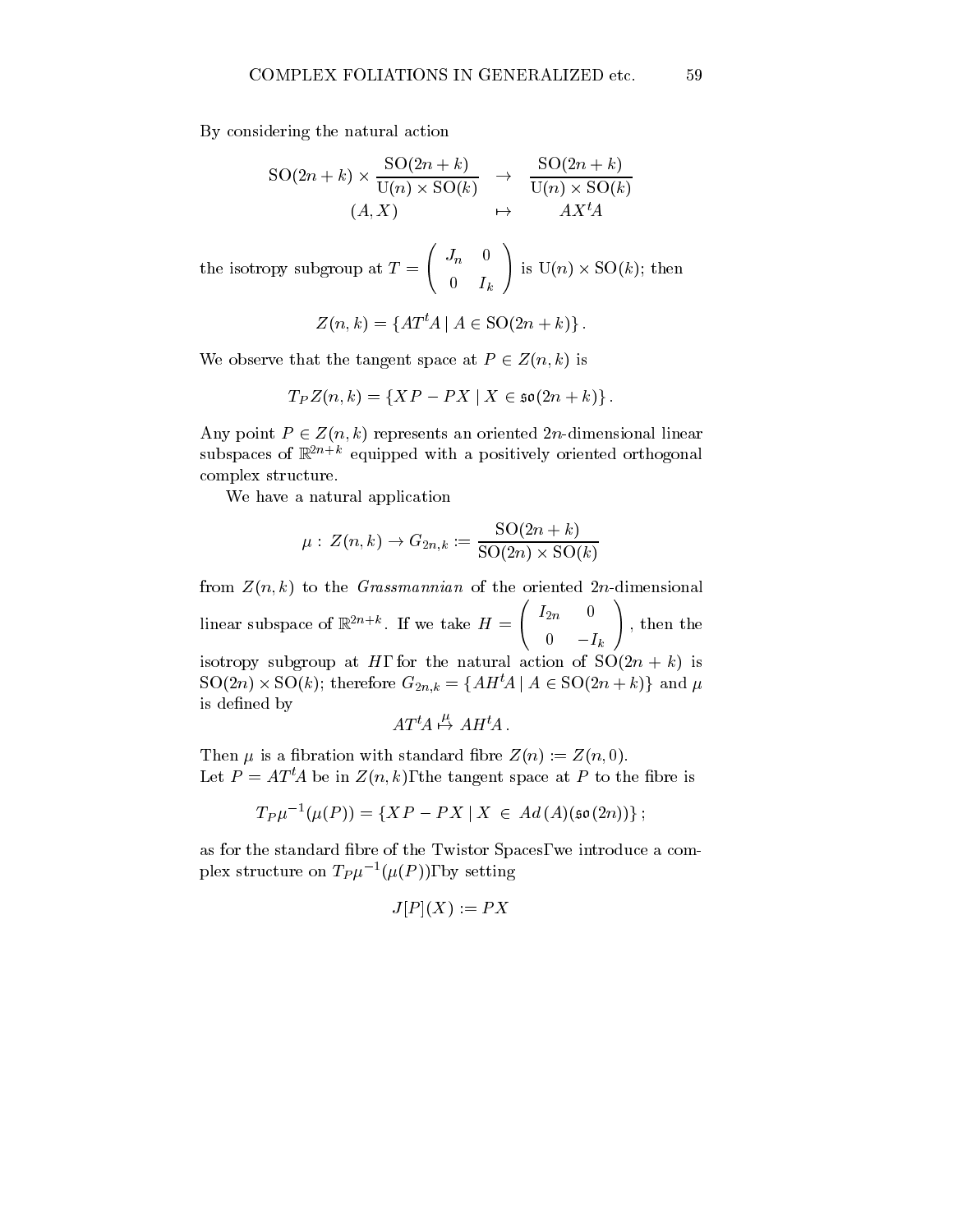By considering the natural action

$$\begin{array}{ccc} \mathrm{SO}(2n+k) \times \dfrac{\mathrm{SO}(2n+k)}{\mathrm{U}(n)\times \mathrm{SO}(k)} & \to & \dfrac{\mathrm{SO}(2n+k)}{\mathrm{U}(n)\times \mathrm{SO}(k)} \\ (A, X) & \mapsto & AX^tA \end{array}$$

the isotropy subgroup at $T = \begin{pmatrix} J_n & 0 \\ 0 & I_k \end{pmatrix}$ is $\mathrm{U}(n) \times \mathrm{SO}(k)$; then

$$Z(n,k) = \{AT^tA \mid A \in \mathrm{SO}(2n+k)\}.$$

We observe that the tangent space at $P \in Z(n,k)$ is

$$T_P Z(n,k) = \{XP - PX \mid X \in \mathfrak{so}(2n+k)\}.$$

Any point $P \in Z(n,k)$ represents an oriented $2n$-dimensional linear subspaces of $\mathbb{R}^{2n+k}$ equipped with a positively oriented orthogonal complex structure.

We have a natural application

$$\mu : Z(n,k) \to G_{2n,k} := \frac{\mathrm{SO}(2n+k)}{\mathrm{SO}(2n)\times \mathrm{SO}(k)}$$

from $Z(n,k)$ to the *Grassmannian* of the oriented $2n$-dimensional linear subspace of $\mathbb{R}^{2n+k}$. If we take $H = \begin{pmatrix} I_{2n} & 0 \\ 0 & -I_k \end{pmatrix}$, then the isotropy subgroup at $H$, for the natural action of $\mathrm{SO}(2n+k)$ is $\mathrm{SO}(2n) \times \mathrm{SO}(k)$; therefore $G_{2n,k} = \{AH^tA \mid A \in \mathrm{SO}(2n+k)\}$ and $\mu$ is defined by

$$AT^tA \overset{\mu}{\mapsto} AH^tA.$$

Then $\mu$ is a fibration with standard fibre $Z(n) := Z(n,0)$.
Let $P = AT^tA$ be in $Z(n,k)$, the tangent space at $P$ to the fibre is

$$T_P\mu^{-1}(\mu(P)) = \{XP - PX \mid X \in Ad(A)(\mathfrak{so}(2n))\};$$

as for the standard fibre of the Twistor Spaces, we introduce a complex structure on $T_P\mu^{-1}(\mu(P))$, by setting

$$J[P](X) := PX$$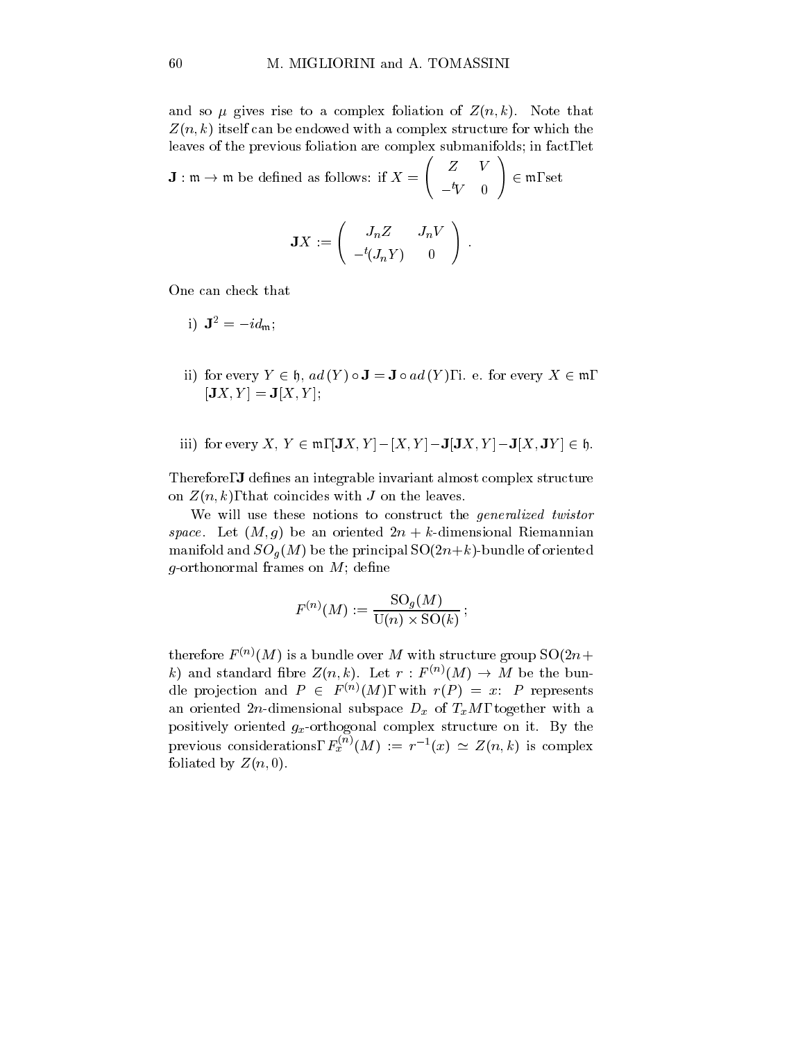and so $\mu$ gives rise to a complex foliation of $Z(n,k)$. Note that $Z(n,k)$ itself can be endowed with a complex structure for which the leaves of the previous foliation are complex submanifolds; in fact, let $\mathbf{J} : \mathfrak{m} \to \mathfrak{m}$ be defined as follows: if $X = \begin{pmatrix} Z & V \\ -{}^tV & 0 \end{pmatrix} \in \mathfrak{m}$, set

$$\mathbf{J}X := \begin{pmatrix} J_n Z & J_n V \\ -{}^t(J_n Y) & 0 \end{pmatrix}.$$

One can check that

i) $\mathbf{J}^2 = -id_{\mathfrak{m}}$;

ii) for every $Y \in \mathfrak{h}$, $ad\,(Y) \circ \mathbf{J} = \mathbf{J} \circ ad\,(Y)$, i. e. for every $X \in \mathfrak{m}$, $[\mathbf{J}X, Y] = \mathbf{J}[X,Y]$;

iii) for every $X$, $Y \in \mathfrak{m}$, $[\mathbf{J}X, Y] - [X,Y] - \mathbf{J}[\mathbf{J}X, Y] - \mathbf{J}[X, \mathbf{J}Y] \in \mathfrak{h}$.

Therefore, $\mathbf{J}$ defines an integrable invariant almost complex structure on $Z(n,k)$, that coincides with $J$ on the leaves.

We will use these notions to construct the *generalized twistor space*. Let $(M,g)$ be an oriented $2n+k$-dimensional Riemannian manifold and $SO_g(M)$ be the principal $\mathrm{SO}(2n+k)$-bundle of oriented $g$-orthonormal frames on $M$; define

$$F^{(n)}(M) := \frac{\mathrm{SO}_g(M)}{\mathrm{U}(n) \times \mathrm{SO}(k)};$$

therefore $F^{(n)}(M)$ is a bundle over $M$ with structure group $\mathrm{SO}(2n+k)$ and standard fibre $Z(n,k)$. Let $r : F^{(n)}(M) \to M$ be the bundle projection and $P \in F^{(n)}(M)$, with $r(P) = x$: $P$ represents an oriented $2n$-dimensional subspace $D_x$ of $T_xM$, together with a positively oriented $g_x$-orthogonal complex structure on it. By the previous considerations, $F_x^{(n)}(M) := r^{-1}(x) \simeq Z(n,k)$ is complex foliated by $Z(n,0)$.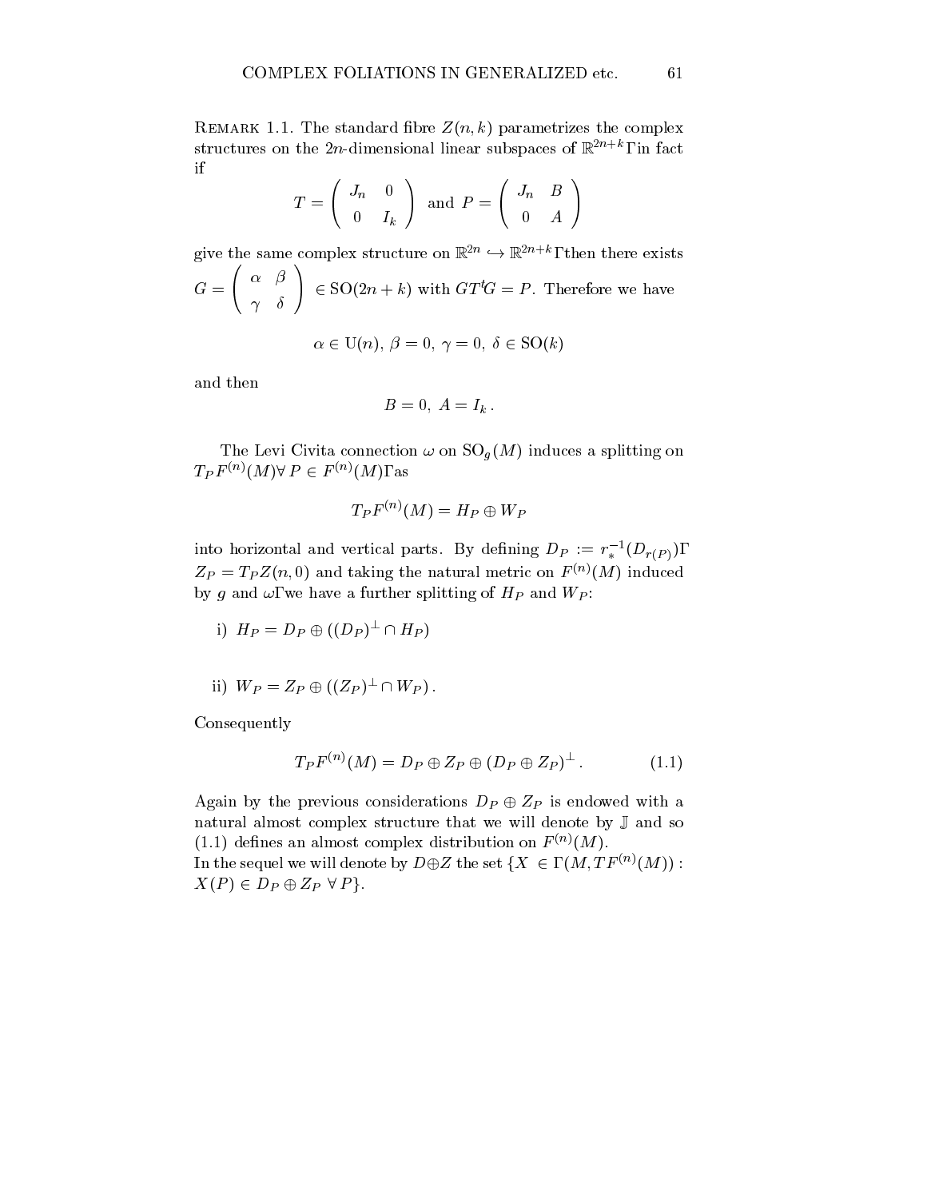REMARK 1.1. The standard fibre $Z(n,k)$ parametrizes the complex structures on the $2n$-dimensional linear subspaces of $\mathbb{R}^{2n+k}$, in fact if

$$T = \begin{pmatrix} J_n & 0 \\ 0 & I_k \end{pmatrix} \text{ and } P = \begin{pmatrix} J_n & B \\ 0 & A \end{pmatrix}$$

give the same complex structure on $\mathbb{R}^{2n} \hookrightarrow \mathbb{R}^{2n+k}$, then there exists $G = \begin{pmatrix} \alpha & \beta \\ \gamma & \delta \end{pmatrix} \in \mathrm{SO}(2n+k)$ with $GT^tG = P$. Therefore we have

$$\alpha \in \mathrm{U}(n),\ \beta = 0,\ \gamma = 0,\ \delta \in \mathrm{SO}(k)$$

and then

$$B = 0,\ A = I_k\,.$$

The Levi Civita connection $\omega$ on $\mathrm{SO}_g(M)$ induces a splitting on $T_P F^{(n)}(M) \forall\, P \in F^{(n)}(M)$, as

$$T_P F^{(n)}(M) = H_P \oplus W_P$$

into horizontal and vertical parts. By defining $D_P := r_*^{-1}(D_{r(P)})$, $Z_P = T_P Z(n,0)$ and taking the natural metric on $F^{(n)}(M)$ induced by $g$ and $\omega$, we have a further splitting of $H_P$ and $W_P$:

i) $H_P = D_P \oplus ((D_P)^\perp \cap H_P)$

ii) $W_P = Z_P \oplus ((Z_P)^\perp \cap W_P)\,.$

Consequently

$$T_P F^{(n)}(M) = D_P \oplus Z_P \oplus (D_P \oplus Z_P)^\perp\,. \tag{1.1}$$

Again by the previous considerations $D_P \oplus Z_P$ is endowed with a natural almost complex structure that we will denote by $\mathbb{J}$ and so (1.1) defines an almost complex distribution on $F^{(n)}(M)$.
In the sequel we will denote by $D \oplus Z$ the set $\{X \in \Gamma(M, TF^{(n)}(M)) : X(P) \in D_P \oplus Z_P\ \forall\, P\}$.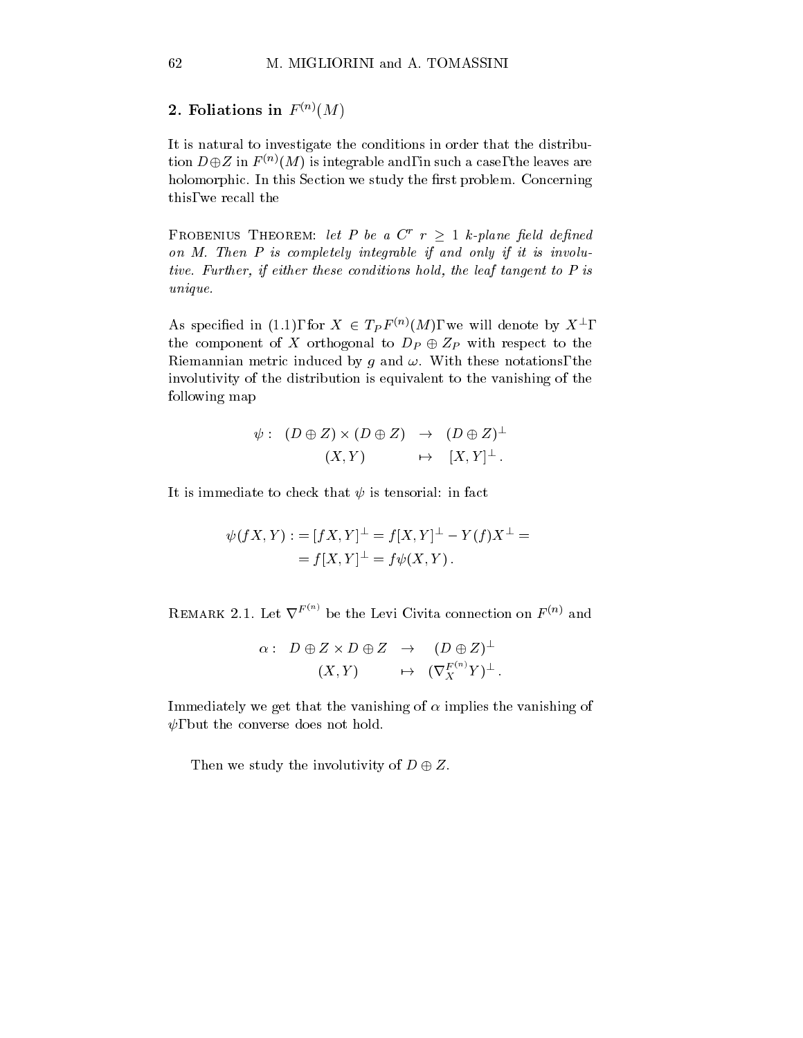## 2. Foliations in $F^{(n)}(M)$

It is natural to investigate the conditions in order that the distribution $D \oplus Z$ in $F^{(n)}(M)$ is integrable and, in such a case, the leaves are holomorphic. In this Section we study the first problem. Concerning this, we recall the

FROBENIUS THEOREM: *let $P$ be a $C^r$ $r \geq 1$ $k$-plane field defined on $M$. Then $P$ is completely integrable if and only if it is involutive. Further, if either these conditions hold, the leaf tangent to $P$ is unique.*

As specified in (1.1), for $X \in T_P F^{(n)}(M)$, we will denote by $X^\perp$, the component of $X$ orthogonal to $D_P \oplus Z_P$ with respect to the Riemannian metric induced by $g$ and $\omega$. With these notations, the involutivity of the distribution is equivalent to the vanishing of the following map

$$
\begin{array}{rccc}
\psi : & (D \oplus Z) \times (D \oplus Z) & \rightarrow & (D \oplus Z)^\perp \\
& (X, Y) & \mapsto & [X, Y]^\perp .
\end{array}
$$

It is immediate to check that $\psi$ is tensorial: in fact

$$
\begin{aligned}
\psi(fX, Y) :&= [fX, Y]^\perp = f[X, Y]^\perp - Y(f)X^\perp = \\
&= f[X, Y]^\perp = f\psi(X, Y) .
\end{aligned}
$$

REMARK 2.1. Let $\nabla^{F^{(n)}}$ be the Levi Civita connection on $F^{(n)}$ and

$$
\begin{array}{rccc}
\alpha : & D \oplus Z \times D \oplus Z & \rightarrow & (D \oplus Z)^\perp \\
& (X, Y) & \mapsto & (\nabla_X^{F^{(n)}} Y)^\perp .
\end{array}
$$

Immediately we get that the vanishing of $\alpha$ implies the vanishing of $\psi$, but the converse does not hold.

Then we study the involutivity of $D \oplus Z$.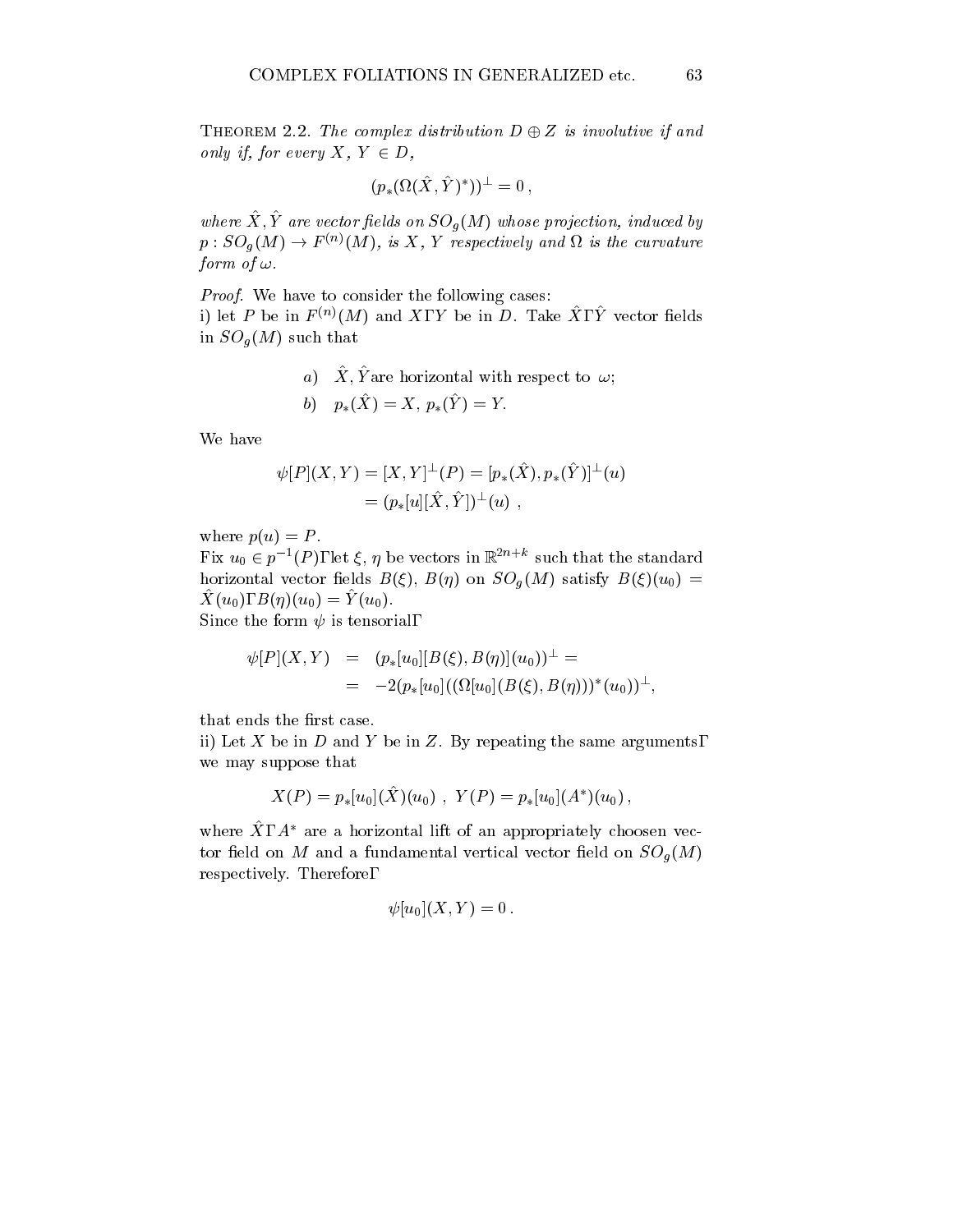THEOREM 2.2. *The complex distribution $D \oplus Z$ is involutive if and only if, for every $X$, $Y \in D$,*

$$(p_*(\Omega(\hat{X}, \hat{Y})^*))^\perp = 0 \,,$$

*where $\hat{X}, \hat{Y}$ are vector fields on $SO_g(M)$ whose projection, induced by $p : SO_g(M) \to F^{(n)}(M)$, is $X$, $Y$ respectively and $\Omega$ is the curvature form of $\omega$.*

*Proof*. We have to consider the following cases:
i) let $P$ be in $F^{(n)}(M)$ and $X$, $Y$ be in $D$. Take $\hat{X}$, $\hat{Y}$ vector fields in $SO_g(M)$ such that

$$\begin{aligned} &a) \quad \hat{X}, \hat{Y} \text{are horizontal with respect to } \omega; \\ &b) \quad p_*(\hat{X}) = X,\; p_*(\hat{Y}) = Y. \end{aligned}$$

We have

$$\begin{aligned} \psi[P](X,Y) &= [X,Y]^\perp(P) = [p_*(\hat{X}), p_*(\hat{Y})]^\perp(u) \\ &= (p_*[u][\hat{X},\hat{Y}])^\perp(u) \ , \end{aligned}$$

where $p(u) = P$.
Fix $u_0 \in p^{-1}(P)$, let $\xi$, $\eta$ be vectors in $\mathbb{R}^{2n+k}$ such that the standard horizontal vector fields $B(\xi)$, $B(\eta)$ on $SO_g(M)$ satisfy $B(\xi)(u_0) = \hat{X}(u_0)$, $B(\eta)(u_0) = \hat{Y}(u_0)$.
Since the form $\psi$ is tensorial,

$$\begin{aligned} \psi[P](X,Y) &= (p_*[u_0][B(\xi), B(\eta)](u_0))^\perp = \\ &= -2(p_*[u_0]((\Omega[u_0](B(\xi), B(\eta)))^*(u_0))^\perp, \end{aligned}$$

that ends the first case.
ii) Let $X$ be in $D$ and $Y$ be in $Z$. By repeating the same arguments, we may suppose that

$$X(P) = p_*[u_0](\hat{X})(u_0) \ , \ Y(P) = p_*[u_0](A^*)(u_0) \,,$$

where $\hat{X}$, $A^*$ are a horizontal lift of an appropriately choosen vector field on $M$ and a fundamental vertical vector field on $SO_g(M)$ respectively. Therefore,

$$\psi[u_0](X,Y) = 0 \,.$$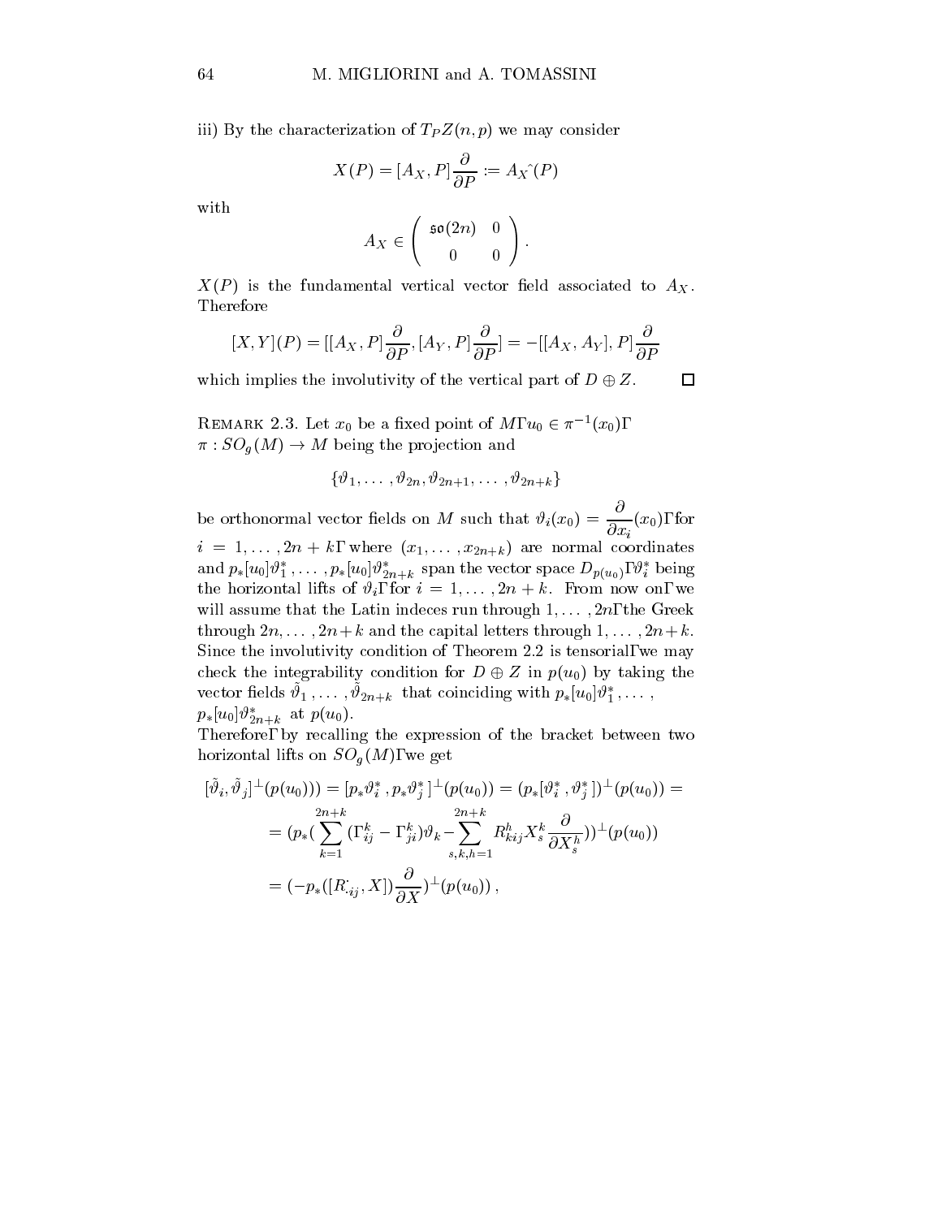iii) By the characterization of $T_P Z(n,p)$ we may consider

$$X(P) = [A_X, P]\frac{\partial}{\partial P} := A_X\hat{}(P)$$

with

$$A_X \in \begin{pmatrix} \mathfrak{so}(2n) & 0 \\ 0 & 0 \end{pmatrix}.$$

$X(P)$ is the fundamental vertical vector field associated to $A_X$. Therefore

$$[X,Y](P) = [[A_X, P]\frac{\partial}{\partial P}, [A_Y, P]\frac{\partial}{\partial P}] = -[[A_X, A_Y], P]\frac{\partial}{\partial P}$$

which implies the involutivity of the vertical part of $D \oplus Z$. □

Remark 2.3. Let $x_0$ be a fixed point of $M$, $u_0 \in \pi^{-1}(x_0)$, $\pi : SO_g(M) \to M$ being the projection and

$$\{\vartheta_1, \ldots, \vartheta_{2n}, \vartheta_{2n+1}, \ldots, \vartheta_{2n+k}\}$$

be orthonormal vector fields on $M$ such that $\vartheta_i(x_0) = \dfrac{\partial}{\partial x_i}(x_0)$, for $i = 1, \ldots, 2n+k$, where $(x_1, \ldots, x_{2n+k})$ are normal coordinates and $p_*[u_0]\vartheta_1^*, \ldots, p_*[u_0]\vartheta_{2n+k}^*$ span the vector space $D_{p(u_0)}$, $\vartheta_i^*$ being the horizontal lifts of $\vartheta_i$, for $i = 1, \ldots, 2n+k$. From now on, we will assume that the Latin indeces run through $1, \ldots, 2n$, the Greek through $2n, \ldots, 2n+k$ and the capital letters through $1, \ldots, 2n+k$. Since the involutivity condition of Theorem 2.2 is tensorial, we may check the integrability condition for $D \oplus Z$ in $p(u_0)$ by taking the vector fields $\tilde{\vartheta}_1, \ldots, \tilde{\vartheta}_{2n+k}$ that coinciding with $p_*[u_0]\vartheta_1^*, \ldots,$ $p_*[u_0]\vartheta_{2n+k}^*$ at $p(u_0)$.

Therefore, by recalling the expression of the bracket between two horizontal lifts on $SO_g(M)$, we get

$$\begin{aligned}
[\tilde{\vartheta}_i, \tilde{\vartheta}_j]^{\perp}(p(u_0))) &= [p_*\vartheta_i^*, p_*\vartheta_j^*]^{\perp}(p(u_0)) = (p_*[\vartheta_i^*, \vartheta_j^*])^{\perp}(p(u_0)) = \\
&= (p_*(\sum_{k=1}^{2n+k}(\Gamma_{ij}^k - \Gamma_{ji}^k)\vartheta_k - \sum_{s,k,h=1}^{2n+k} R_{kij}^h X_s^k \frac{\partial}{\partial X_s^h}))^{\perp}(p(u_0)) \\
&= (-p_*([R_{\cdot ij}^{\cdot}, X])\frac{\partial}{\partial X})^{\perp}(p(u_0)),
\end{aligned}$$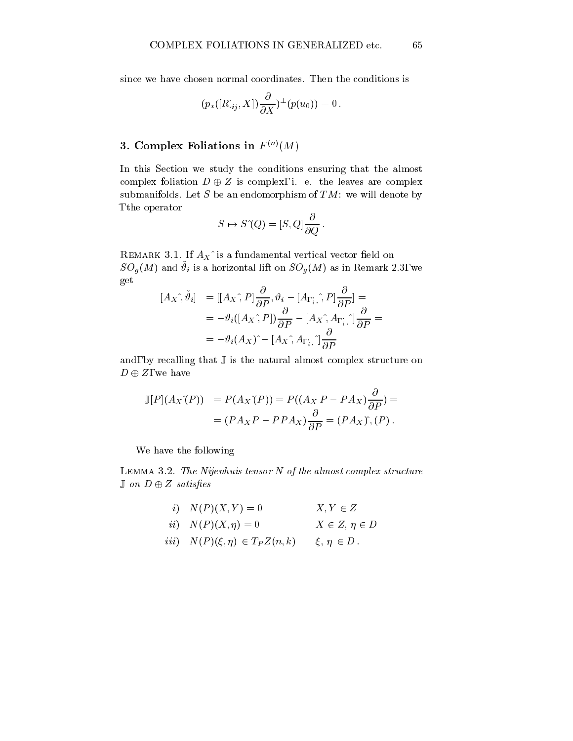since we have chosen normal coordinates. Then the conditions is

$$(p_*([R^{\cdot}_{\cdot ij}, X])\frac{\partial}{\partial X})^{\perp}(p(u_0)) = 0\,.$$

## 3. Complex Foliations in $F^{(n)}(M)$

In this Section we study the conditions ensuring that the almost complex foliation $D \oplus Z$ is complex, i. e. the leaves are complex submanifolds. Let $S$ be an endomorphism of $TM$: we will denote by , the operator

$$S \mapsto S\hat{}(Q) = [S, Q]\frac{\partial}{\partial Q}\,.$$

REMARK 3.1. If $A_X\hat{}$ is a fundamental vertical vector field on $SO_g(M)$ and $\tilde{\vartheta}_i$ is a horizontal lift on $SO_g(M)$ as in Remark 2.3, we get

$$\begin{aligned}
[A_X\hat{}, \tilde{\vartheta}_i] &= [[A_X\hat{}, P]\frac{\partial}{\partial P}, \vartheta_i - [A_{\Gamma_{i\cdot}^{\cdot}}\hat{}, P]\frac{\partial}{\partial P}] = \\
&= -\vartheta_i([A_X\hat{}, P])\frac{\partial}{\partial P} - [A_X\hat{}, A_{\Gamma_{i\cdot}^{\cdot}}\hat{}]\frac{\partial}{\partial P} = \\
&= -\vartheta_i(A_X)\hat{} - [A_X\hat{}, A_{\Gamma_{i\cdot}^{\cdot}}\hat{}]\frac{\partial}{\partial P}
\end{aligned}$$

and, by recalling that $\mathbb{J}$ is the natural almost complex structure on $D \oplus Z$, we have

$$\begin{aligned}
\mathbb{J}[P](A_X\hat{}(P)) &= P(A_X\hat{}(P)) = P((A_X\,P - PA_X)\frac{\partial}{\partial P}) = \\
&= (PA_XP - PPA_X)\frac{\partial}{\partial P} = (PA_X)\hat{},(P)\,.
\end{aligned}$$

We have the following

LEMMA 3.2. *The Nijenhuis tensor $N$ of the almost complex structure $\mathbb{J}$ on $D \oplus Z$ satisfies*

$$\begin{aligned}
&i) \quad N(P)(X, Y) = 0 && X, Y \in Z \\
&ii) \quad N(P)(X, \eta) = 0 && X \in Z,\, \eta \in D \\
&iii) \quad N(P)(\xi, \eta) \in T_P Z(n, k) && \xi,\, \eta \in D\,.
\end{aligned}$$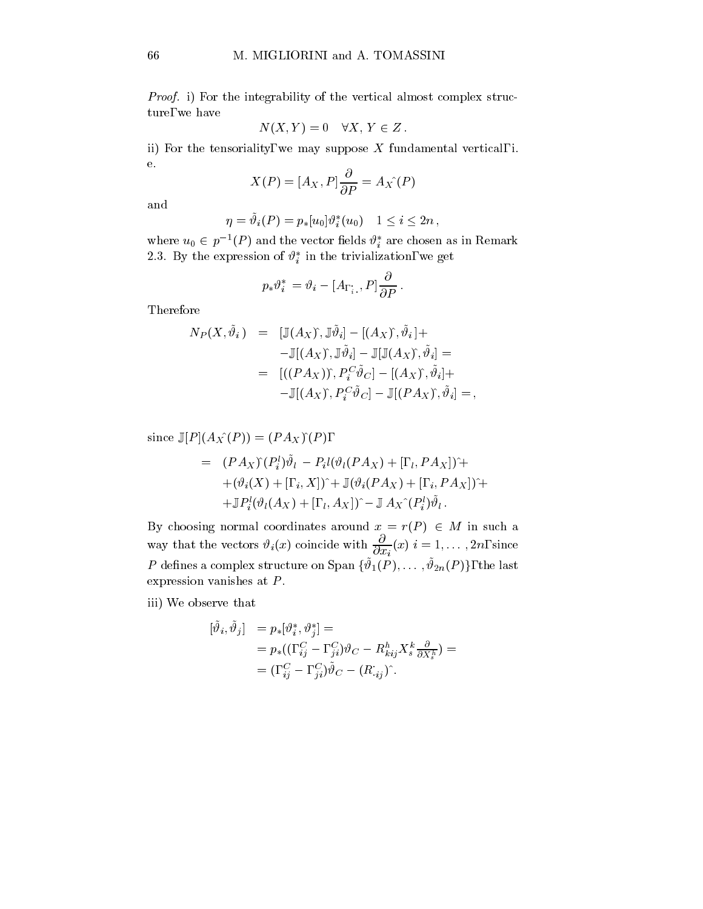*Proof.* i) For the integrability of the vertical almost complex structure, we have

$$N(X,Y) = 0 \quad \forall X,\, Y \in Z\,.$$

ii) For the tensoriality, we may suppose $X$ fundamental vertical, i. e.

$$X(P) = [A_X, P]\frac{\partial}{\partial P} = A_X\hat{\ }(P)$$

and

$$\eta = \tilde{\vartheta}_i(P) = p_*[u_0]\vartheta_i^*(u_0) \quad 1 \leq i \leq 2n\,,$$

where $u_0 \in p^{-1}(P)$ and the vector fields $\vartheta_i^*$ are chosen as in Remark 2.3. By the expression of $\vartheta_i^*$ in the trivialization, we get

$$p_*\vartheta_i^* = \vartheta_i - [A_{\Gamma_i^{\cdot}{}_{\cdot}}, P]\frac{\partial}{\partial P}\,.$$

Therefore

$$\begin{aligned}
N_P(X,\tilde{\vartheta}_i) &= [\mathbb{J}(A_X)\hat{\ }, \mathbb{J}\tilde{\vartheta}_i] - [(A_X)\hat{\ }, \tilde{\vartheta}_i] + \\
&\quad -\mathbb{J}[(A_X)\hat{\ }, \mathbb{J}\tilde{\vartheta}_i] - \mathbb{J}[\mathbb{J}(A_X)\hat{\ }, \tilde{\vartheta}_i] = \\
&= [((PA_X))\hat{\ }, P_i^C\tilde{\vartheta}_C] - [(A_X)\hat{\ }, \tilde{\vartheta}_i] + \\
&\quad -\mathbb{J}[(A_X)\hat{\ }, P_i^C\tilde{\vartheta}_C] - \mathbb{J}[(PA_X)\hat{\ }, \tilde{\vartheta}_i] = ,
\end{aligned}$$

since $\mathbb{J}[P](A_X\hat{\ }(P)) = (PA_X)\hat{\ }(P)$,

$$\begin{aligned}
&= (PA_X)\hat{\ }(P_i^l)\tilde{\vartheta}_l - P_i l(\vartheta_l(PA_X) + [\Gamma_l, PA_X])\hat{\ } + \\
&\quad +(\vartheta_i(X) + [\Gamma_i, X])\hat{\ } + \mathbb{J}(\vartheta_i(PA_X) + [\Gamma_i, PA_X])\hat{\ } + \\
&\quad +\mathbb{J}P_i^l(\vartheta_l(A_X) + [\Gamma_l, A_X])\hat{\ } - \mathbb{J}\,A_X\hat{\ }(P_i^l)\tilde{\vartheta}_l\,.
\end{aligned}$$

By choosing normal coordinates around $x = r(P) \in M$ in such a way that the vectors $\vartheta_i(x)$ coincide with $\dfrac{\partial}{\partial x_i}(x)$ $i = 1, \ldots, 2n$, since $P$ defines a complex structure on Span $\{\tilde{\vartheta}_1(P), \ldots, \tilde{\vartheta}_{2n}(P)\}$, the last expression vanishes at $P$.

iii) We observe that

$$\begin{aligned}
[\tilde{\vartheta}_i, \tilde{\vartheta}_j] &= p_*[\vartheta_i^*, \vartheta_j^*] = \\
&= p_*((\Gamma_{ij}^C - \Gamma_{ji}^C)\vartheta_C - R_{kij}^h X_s^k \tfrac{\partial}{\partial X_s^h}) = \\
&= (\Gamma_{ij}^C - \Gamma_{ji}^C)\tilde{\vartheta}_C - (R_{\cdot ij}^{\cdot})\hat{\ }.
\end{aligned}$$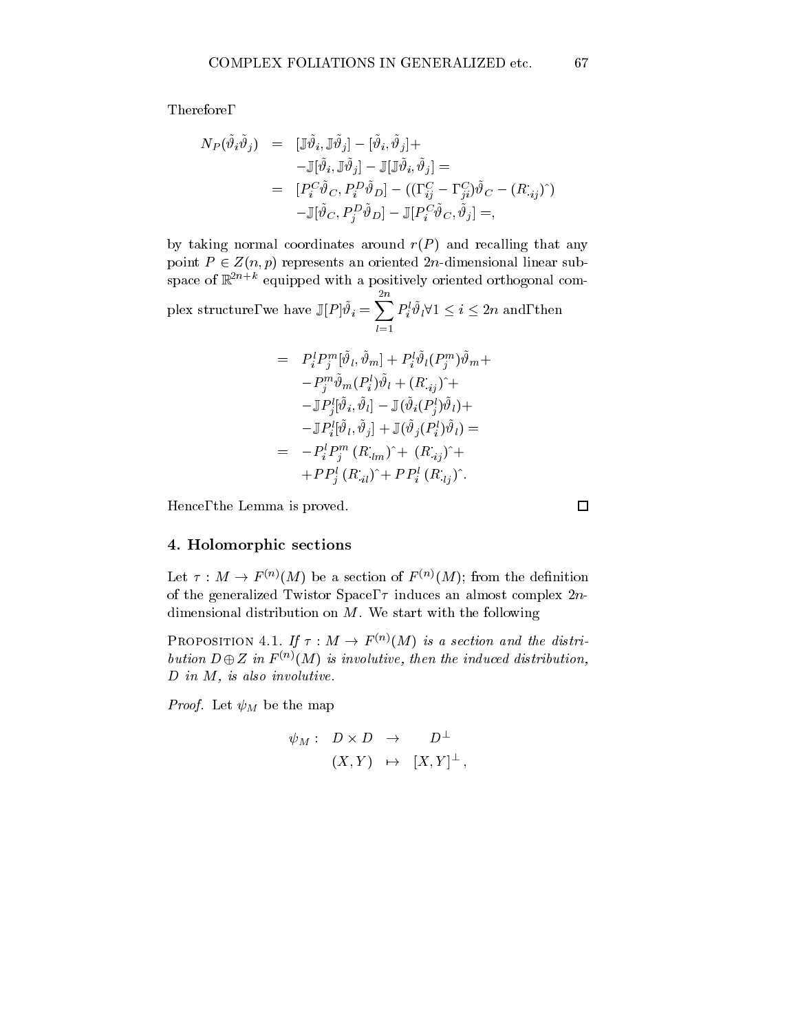Therefore,

$$
\begin{aligned}
N_P(\tilde{\vartheta}_i\tilde{\vartheta}_j) &= [\mathbb{J}\tilde{\vartheta}_i, \mathbb{J}\tilde{\vartheta}_j] - [\tilde{\vartheta}_i, \tilde{\vartheta}_j] + \\
&\quad -\mathbb{J}[\tilde{\vartheta}_i, \mathbb{J}\tilde{\vartheta}_j] - \mathbb{J}[\mathbb{J}\tilde{\vartheta}_i, \tilde{\vartheta}_j] = \\
&= [P_i^C\tilde{\vartheta}_C, P_i^D\tilde{\vartheta}_D] - ((\Gamma_{ij}^C - \Gamma_{ji}^C)\tilde{\vartheta}_C - (R_{\cdot ij}^{\cdot})\hat{}\,) \\
&\quad -\mathbb{J}[\tilde{\vartheta}_C, P_j^D\tilde{\vartheta}_D] - \mathbb{J}[P_i^C\tilde{\vartheta}_C, \tilde{\vartheta}_j] =,
\end{aligned}
$$

by taking normal coordinates around $r(P)$ and recalling that any point $P \in Z(n,p)$ represents an oriented $2n$-dimensional linear subspace of $\mathbb{R}^{2n+k}$ equipped with a positively oriented orthogonal complex structure, we have $\mathbb{J}[P]\tilde{\vartheta}_i = \sum_{l=1}^{2n} P_i^l\tilde{\vartheta}_l \forall 1 \leq i \leq 2n$ and, then

$$
\begin{aligned}
&= P_i^l P_j^m[\tilde{\vartheta}_l, \tilde{\vartheta}_m] + P_i^l\tilde{\vartheta}_l(P_j^m)\tilde{\vartheta}_m + \\
&\quad -P_j^m\tilde{\vartheta}_m(P_i^l)\tilde{\vartheta}_l + (R_{\cdot ij}^{\cdot})\hat{}\, + \\
&\quad -\mathbb{J}P_j^l[\tilde{\vartheta}_i, \tilde{\vartheta}_l] - \mathbb{J}(\tilde{\vartheta}_i(P_j^l)\tilde{\vartheta}_l) + \\
&\quad -\mathbb{J}P_i^l[\tilde{\vartheta}_l, \tilde{\vartheta}_j] + \mathbb{J}(\tilde{\vartheta}_j(P_i^l)\tilde{\vartheta}_l) = \\
&= -P_i^l P_j^m\,(R_{\cdot lm}^{\cdot})\hat{}\, + (R_{\cdot ij}^{\cdot})\hat{}\, + \\
&\quad + PP_j^l\,(R_{\cdot il}^{\cdot})\hat{}\, + PP_i^l\,(R_{\cdot lj}^{\cdot})\hat{}\,.
\end{aligned}
$$

Hence, the Lemma is proved. □

## 4. Holomorphic sections

Let $\tau : M \to F^{(n)}(M)$ be a section of $F^{(n)}(M)$; from the definition of the generalized Twistor Space, $\tau$ induces an almost complex $2n$-dimensional distribution on $M$. We start with the following

PROPOSITION 4.1. *If $\tau : M \to F^{(n)}(M)$ is a section and the distribution $D \oplus Z$ in $F^{(n)}(M)$ is involutive, then the induced distribution, $D$ in $M$, is also involutive.*

*Proof.* Let $\psi_M$ be the map

$$
\begin{aligned}
\psi_M : \quad D \times D &\to \quad D^{\perp} \\
(X, Y) &\mapsto [X, Y]^{\perp},
\end{aligned}
$$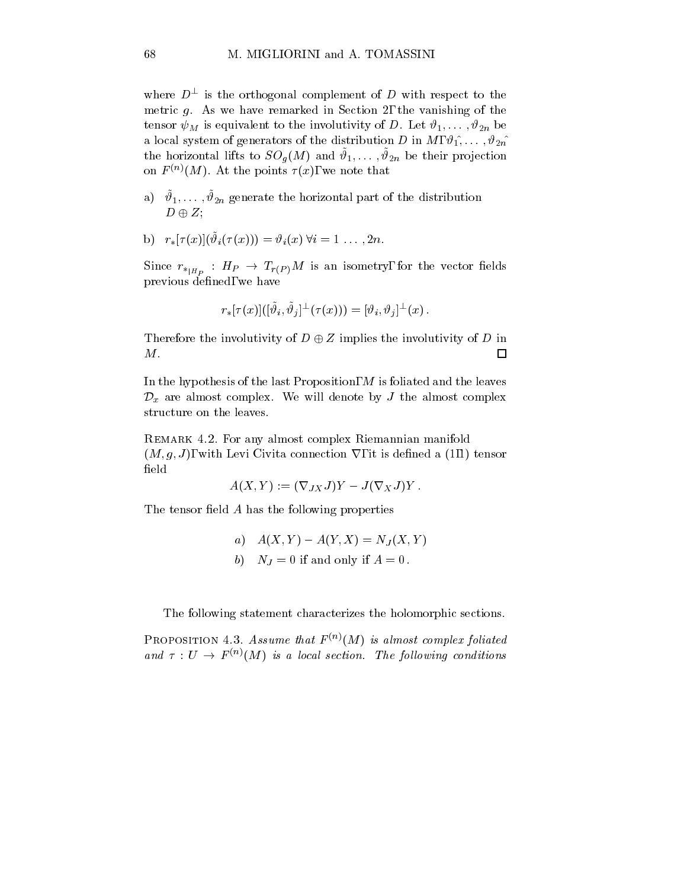where $D^{\perp}$ is the orthogonal complement of $D$ with respect to the metric $g$. As we have remarked in Section 2, the vanishing of the tensor $\psi_M$ is equivalent to the involutivity of $D$. Let $\vartheta_1, \ldots, \vartheta_{2n}$ be a local system of generators of the distribution $D$ in $M$, $\hat{\vartheta_1}, \ldots, \hat{\vartheta_{2n}}$ the horizontal lifts to $SO_g(M)$ and $\tilde{\vartheta}_1, \ldots, \tilde{\vartheta}_{2n}$ be their projection on $F^{(n)}(M)$. At the points $\tau(x)$, we note that

a) $\tilde{\vartheta}_1, \ldots, \tilde{\vartheta}_{2n}$ generate the horizontal part of the distribution $D \oplus Z$;

b) $r_*[\tau(x)](\tilde{\vartheta}_i(\tau(x))) = \vartheta_i(x) \; \forall i = 1 \ldots, 2n$.

Since $r_{*|_{H_P}} : H_P \to T_{r(P)}M$ is an isometry, for the vector fields previous defined, we have

$$r_*[\tau(x)]([\tilde{\vartheta}_i, \tilde{\vartheta}_j]^{\perp}(\tau(x))) = [\vartheta_i, \vartheta_j]^{\perp}(x) .$$

Therefore the involutivity of $D \oplus Z$ implies the involutivity of $D$ in $M$. □

In the hypothesis of the last Proposition, $M$ is foliated and the leaves $\mathcal{D}_x$ are almost complex. We will denote by $J$ the almost complex structure on the leaves.

Remark 4.2. For any almost complex Riemannian manifold $(M, g, J)$, with Levi Civita connection $\nabla$, it is defined a $(1,2)$ tensor field

$$A(X, Y) := (\nabla_{JX} J)Y - J(\nabla_X J)Y .$$

The tensor field $A$ has the following properties

$$\begin{aligned} &a) \quad A(X, Y) - A(Y, X) = N_J(X, Y) \\ &b) \quad N_J = 0 \text{ if and only if } A = 0 . \end{aligned}$$

The following statement characterizes the holomorphic sections.

Proposition 4.3. *Assume that $F^{(n)}(M)$ is almost complex foliated and $\tau : U \to F^{(n)}(M)$ is a local section. The following conditions*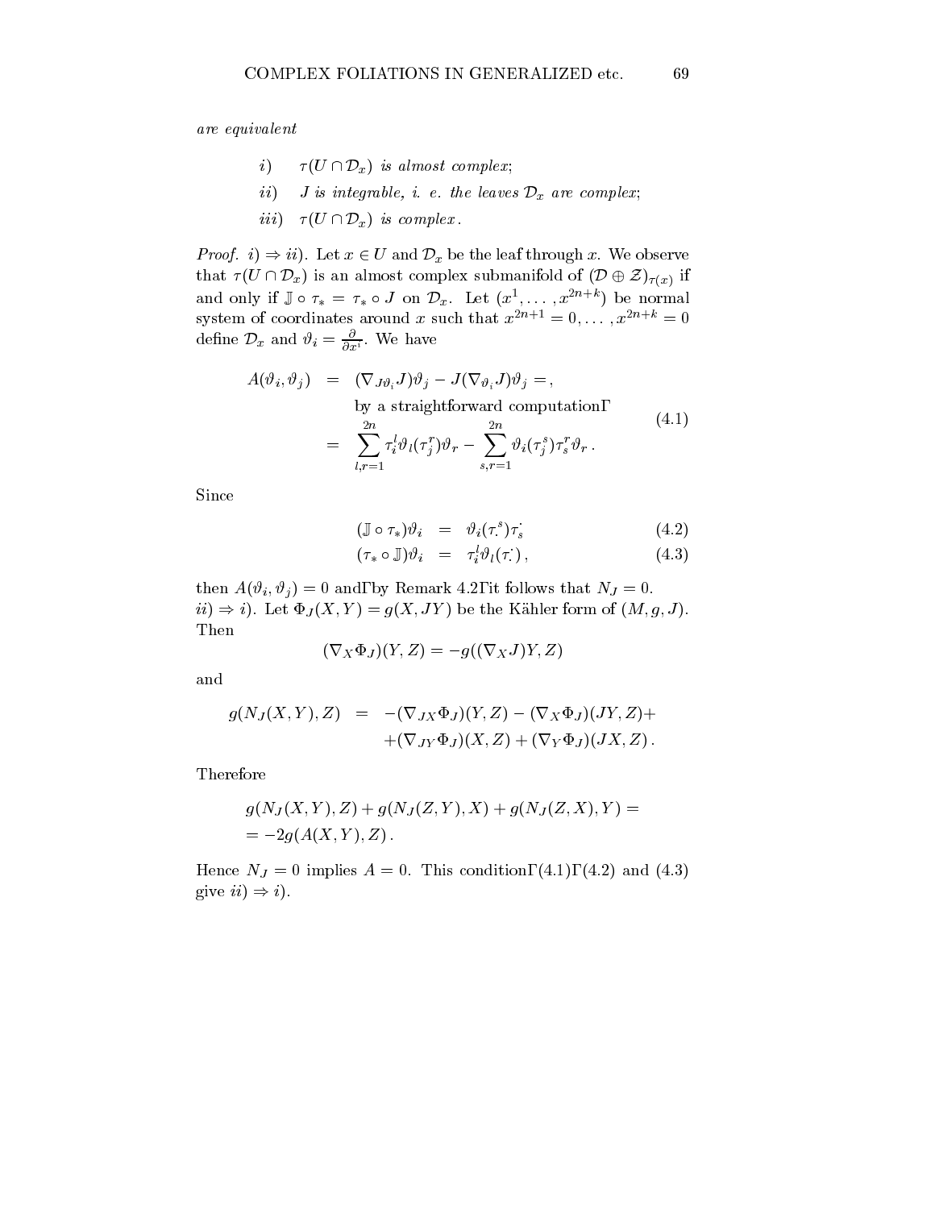*are equivalent*

- $i)$ $\tau(U \cap \mathcal{D}_x)$ *is almost complex;*
- $ii)$ $J$ *is integrable, i. e. the leaves* $\mathcal{D}_x$ *are complex;*
- $iii)$ $\tau(U \cap \mathcal{D}_x)$ *is complex.*

*Proof.* $i) \Rightarrow ii)$. Let $x \in U$ and $\mathcal{D}_x$ be the leaf through $x$. We observe that $\tau(U \cap \mathcal{D}_x)$ is an almost complex submanifold of $(\mathcal{D} \oplus \mathcal{Z})_{\tau(x)}$ if and only if $\mathbb{J} \circ \tau_* = \tau_* \circ J$ on $\mathcal{D}_x$. Let $(x^1, \dots, x^{2n+k})$ be normal system of coordinates around $x$ such that $x^{2n+1} = 0, \dots, x^{2n+k} = 0$ define $\mathcal{D}_x$ and $\vartheta_i = \frac{\partial}{\partial x^i}$. We have

$$
\begin{aligned}
A(\vartheta_i, \vartheta_j) &= (\nabla_{J\vartheta_i} J)\vartheta_j - J(\nabla_{\vartheta_i} J)\vartheta_j = , \\
&\quad \text{by a straightforward computation,} \\
&= \sum_{l,r=1}^{2n} \tau_i^l \vartheta_l(\tau_j^r)\vartheta_r - \sum_{s,r=1}^{2n} \vartheta_i(\tau_j^s)\tau_s^r \vartheta_r \, .
\end{aligned}
\tag{4.1}
$$

Since

$$
(\mathbb{J} \circ \tau_*)\vartheta_i = \vartheta_i(\tau_\cdot^s)\tau_s^\cdot \tag{4.2}
$$

$$
(\tau_* \circ \mathbb{J})\vartheta_i = \tau_i^l \vartheta_l(\tau_\cdot^\cdot) \, , \tag{4.3}
$$

then $A(\vartheta_i, \vartheta_j) = 0$ and, by Remark 4.2, it follows that $N_J = 0$.
$ii) \Rightarrow i)$. Let $\Phi_J(X, Y) = g(X, JY)$ be the Kähler form of $(M, g, J)$. Then

$$
(\nabla_X \Phi_J)(Y, Z) = -g((\nabla_X J)Y, Z)
$$

and

$$
\begin{aligned}
g(N_J(X, Y), Z) &= -(\nabla_{JX}\Phi_J)(Y, Z) - (\nabla_X \Phi_J)(JY, Z) + \\
&\quad + (\nabla_{JY}\Phi_J)(X, Z) + (\nabla_Y \Phi_J)(JX, Z) \, .
\end{aligned}
$$

Therefore

$$
\begin{aligned}
&g(N_J(X, Y), Z) + g(N_J(Z, Y), X) + g(N_J(Z, X), Y) = \\
&= -2g(A(X, Y), Z) \, .
\end{aligned}
$$

Hence $N_J = 0$ implies $A = 0$. This condition, (4.1), (4.2) and (4.3) give $ii) \Rightarrow i)$.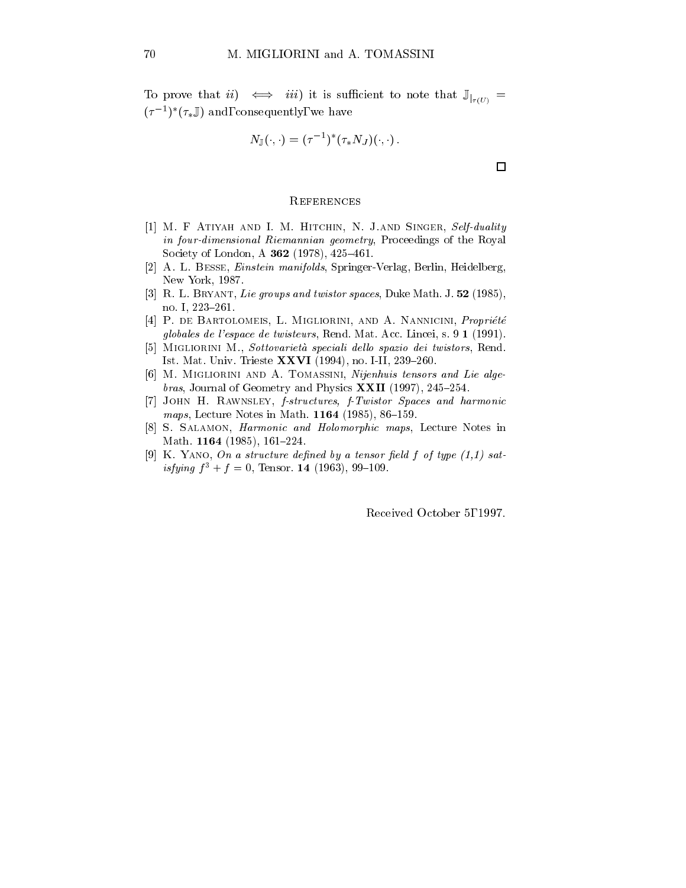To prove that *ii*) $\iff$ *iii*) it is sufficient to note that $\mathbb{J}_{|_{\tau(U)}} = (\tau^{-1})^*(\tau_*\mathbb{J})$ and, consequently, we have

$$N_{\mathbb{J}}(\cdot,\cdot) = (\tau^{-1})^*(\tau_* N_J)(\cdot,\cdot)\,.$$

□

## References

[1] M. F Atiyah and I. M. Hitchin, N. J.and Singer, *Self-duality in four-dimensional Riemannian geometry*, Proceedings of the Royal Society of London, A **362** (1978), 425–461.

[2] A. L. Besse, *Einstein manifolds*, Springer-Verlag, Berlin, Heidelberg, New York, 1987.

[3] R. L. Bryant, *Lie groups and twistor spaces*, Duke Math. J. **52** (1985), no. I, 223–261.

[4] P. de Bartolomeis, L. Migliorini, and A. Nannicini, *Propriété globales de l'espace de twisteurs*, Rend. Mat. Acc. Lincei, s. 9 **1** (1991).

[5] Migliorini M., *Sottovarietà speciali dello spazio dei twistors*, Rend. Ist. Mat. Univ. Trieste **XXVI** (1994), no. I-II, 239–260.

[6] M. Migliorini and A. Tomassini, *Nijenhuis tensors and Lie algebras*, Journal of Geometry and Physics **XXII** (1997), 245–254.

[7] John H. Rawnsley, *f-structures, f-Twistor Spaces and harmonic maps*, Lecture Notes in Math. **1164** (1985), 86–159.

[8] S. Salamon, *Harmonic and Holomorphic maps*, Lecture Notes in Math. **1164** (1985), 161–224.

[9] K. Yano, *On a structure defined by a tensor field f of type (1,1) satisfying $f^3 + f = 0$*, Tensor. **14** (1963), 99–109.

Received October 5, 1997.